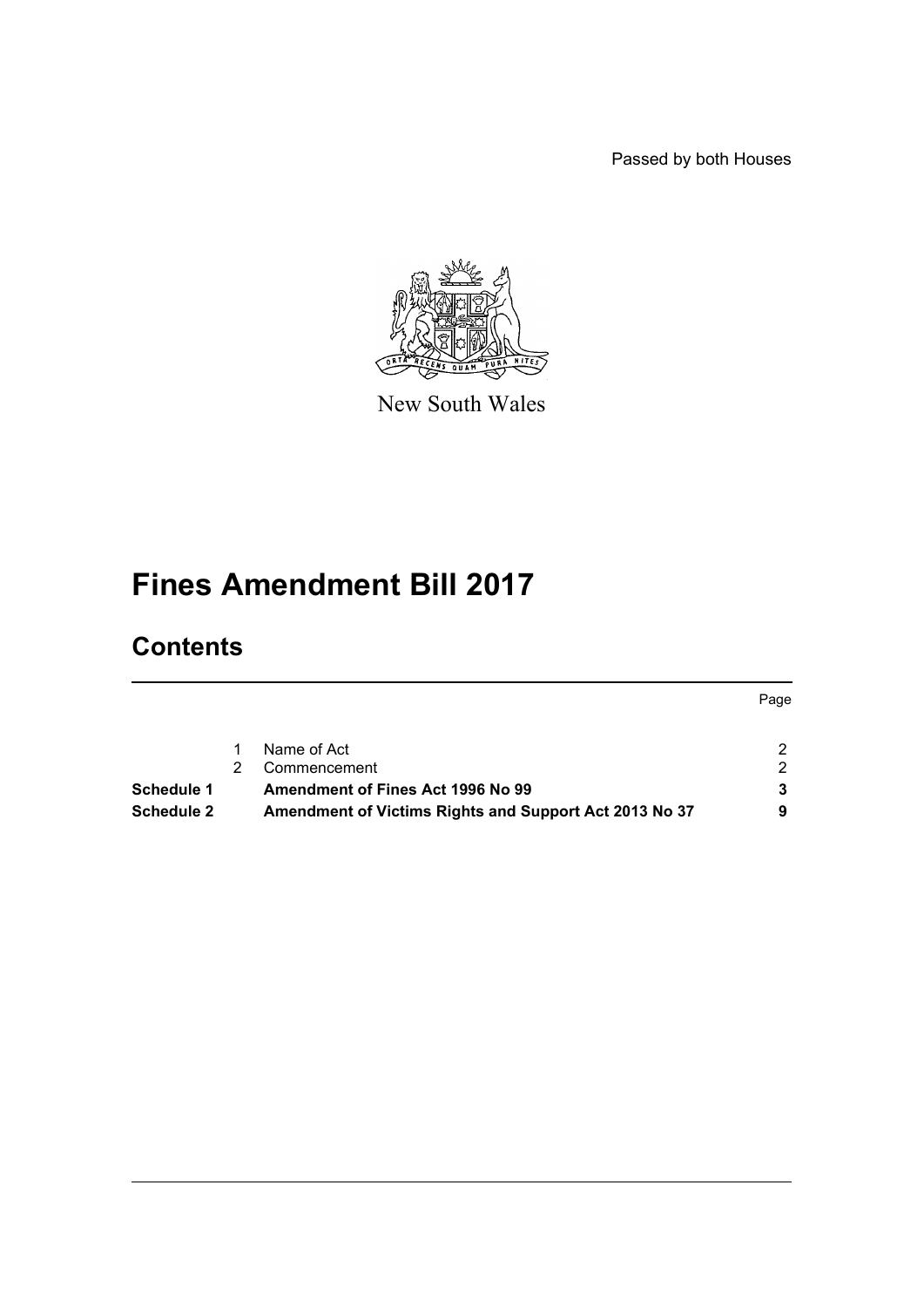Passed by both Houses

New South Wales

# Fines Amendment Bill 2017

## Contents

| | | | Page |
|---|---|---|---|
| | 1 | Name of Act | 2 |
| | 2 | Commencement | 2 |
| **Schedule 1** | | **Amendment of Fines Act 1996 No 99** | **3** |
| **Schedule 2** | | **Amendment of Victims Rights and Support Act 2013 No 37** | **9** |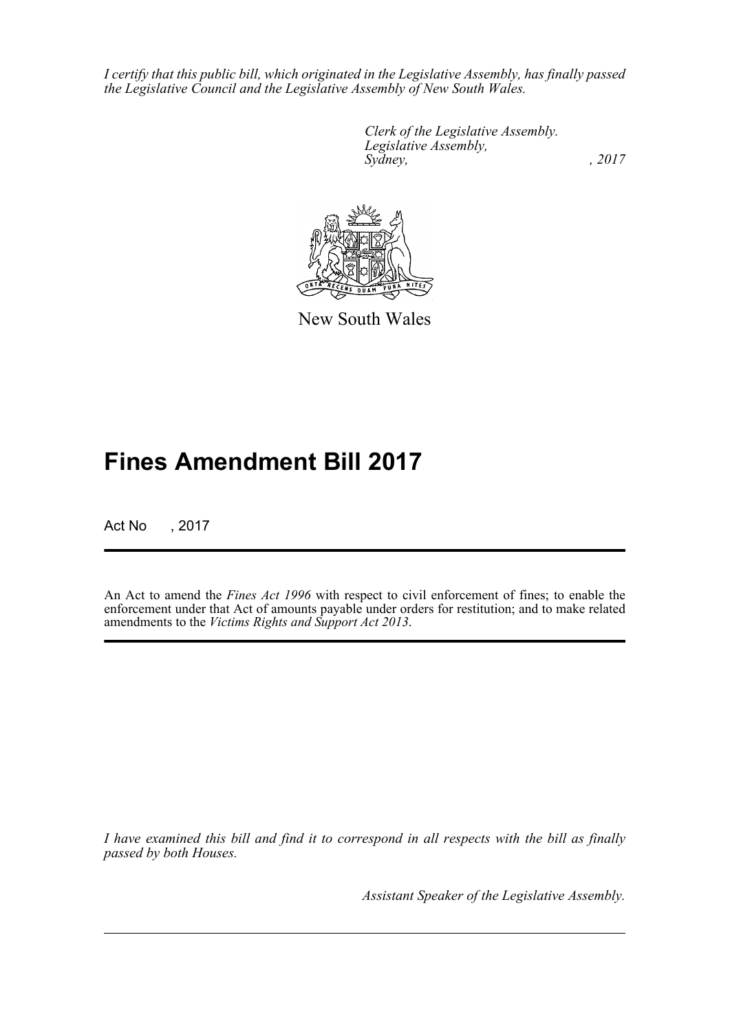*I certify that this public bill, which originated in the Legislative Assembly, has finally passed the Legislative Council and the Legislative Assembly of New South Wales.*

*Clerk of the Legislative Assembly.*
*Legislative Assembly,*
*Sydney, , 2017*

New South Wales

# Fines Amendment Bill 2017

Act No , 2017

An Act to amend the *Fines Act 1996* with respect to civil enforcement of fines; to enable the enforcement under that Act of amounts payable under orders for restitution; and to make related amendments to the *Victims Rights and Support Act 2013*.

*I have examined this bill and find it to correspond in all respects with the bill as finally passed by both Houses.*

*Assistant Speaker of the Legislative Assembly.*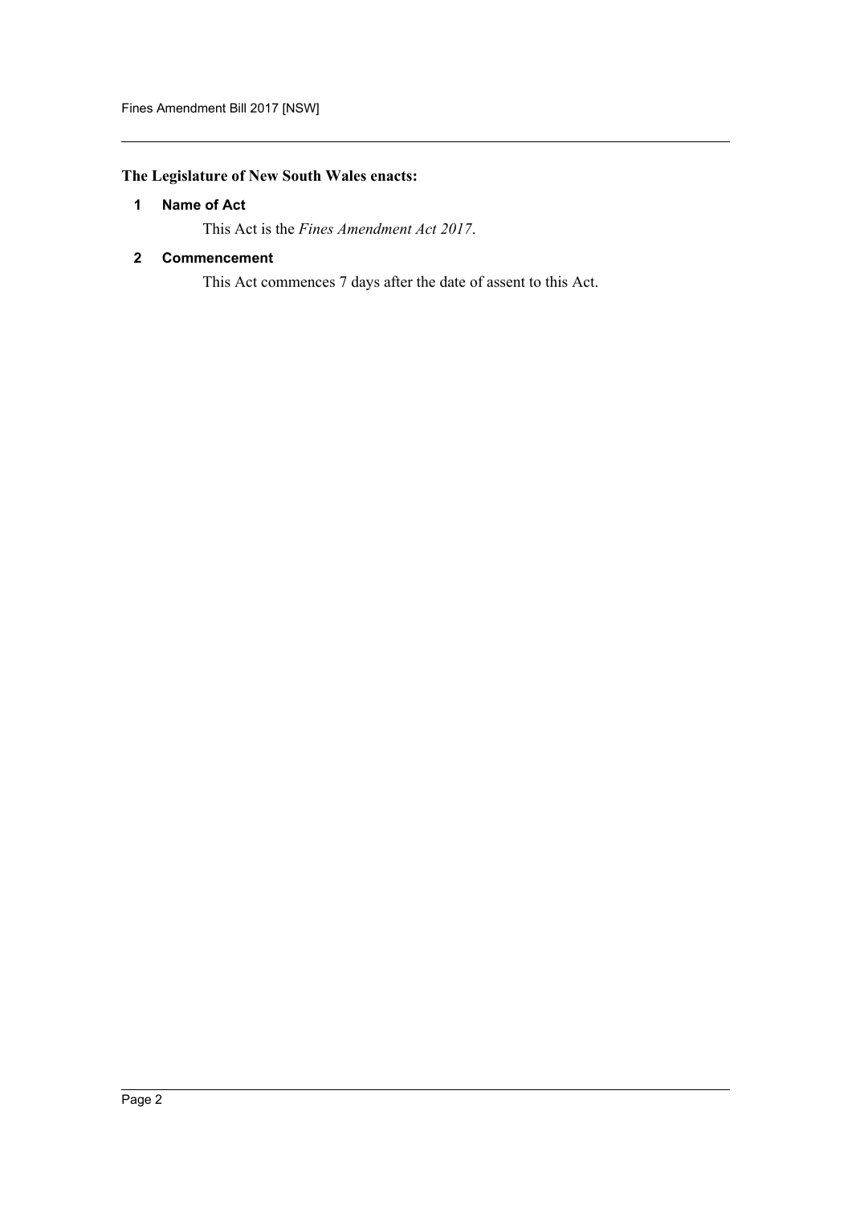**The Legislature of New South Wales enacts:**

**1 Name of Act**

This Act is the *Fines Amendment Act 2017*.

**2 Commencement**

This Act commences 7 days after the date of assent to this Act.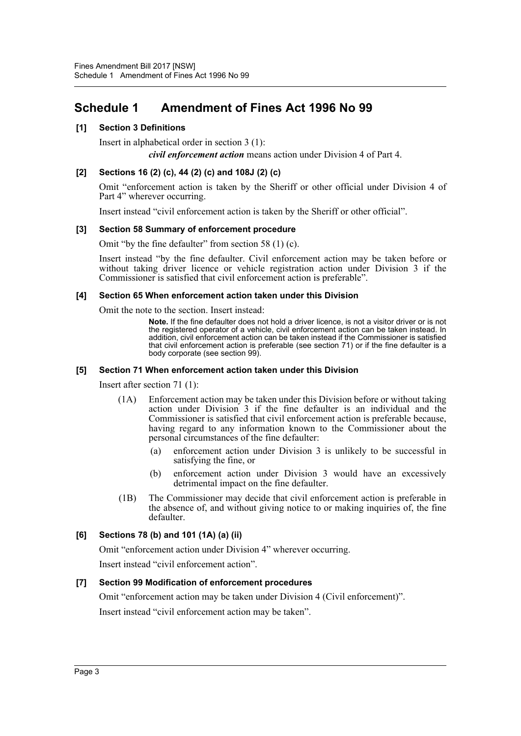# Schedule 1 Amendment of Fines Act 1996 No 99

## [1] Section 3 Definitions

Insert in alphabetical order in section 3 (1):

***civil enforcement action*** means action under Division 4 of Part 4.

## [2] Sections 16 (2) (c), 44 (2) (c) and 108J (2) (c)

Omit "enforcement action is taken by the Sheriff or other official under Division 4 of Part 4" wherever occurring.

Insert instead "civil enforcement action is taken by the Sheriff or other official".

## [3] Section 58 Summary of enforcement procedure

Omit "by the fine defaulter" from section 58 (1) (c).

Insert instead "by the fine defaulter. Civil enforcement action may be taken before or without taking driver licence or vehicle registration action under Division 3 if the Commissioner is satisfied that civil enforcement action is preferable".

## [4] Section 65 When enforcement action taken under this Division

Omit the note to the section. Insert instead:

**Note.** If the fine defaulter does not hold a driver licence, is not a visitor driver or is not the registered operator of a vehicle, civil enforcement action can be taken instead. In addition, civil enforcement action can be taken instead if the Commissioner is satisfied that civil enforcement action is preferable (see section 71) or if the fine defaulter is a body corporate (see section 99).

## [5] Section 71 When enforcement action taken under this Division

Insert after section 71 (1):

(1A) Enforcement action may be taken under this Division before or without taking action under Division 3 if the fine defaulter is an individual and the Commissioner is satisfied that civil enforcement action is preferable because, having regard to any information known to the Commissioner about the personal circumstances of the fine defaulter:

- (a) enforcement action under Division 3 is unlikely to be successful in satisfying the fine, or
- (b) enforcement action under Division 3 would have an excessively detrimental impact on the fine defaulter.

(1B) The Commissioner may decide that civil enforcement action is preferable in the absence of, and without giving notice to or making inquiries of, the fine defaulter.

## [6] Sections 78 (b) and 101 (1A) (a) (ii)

Omit "enforcement action under Division 4" wherever occurring.

Insert instead "civil enforcement action".

## [7] Section 99 Modification of enforcement procedures

Omit "enforcement action may be taken under Division 4 (Civil enforcement)".

Insert instead "civil enforcement action may be taken".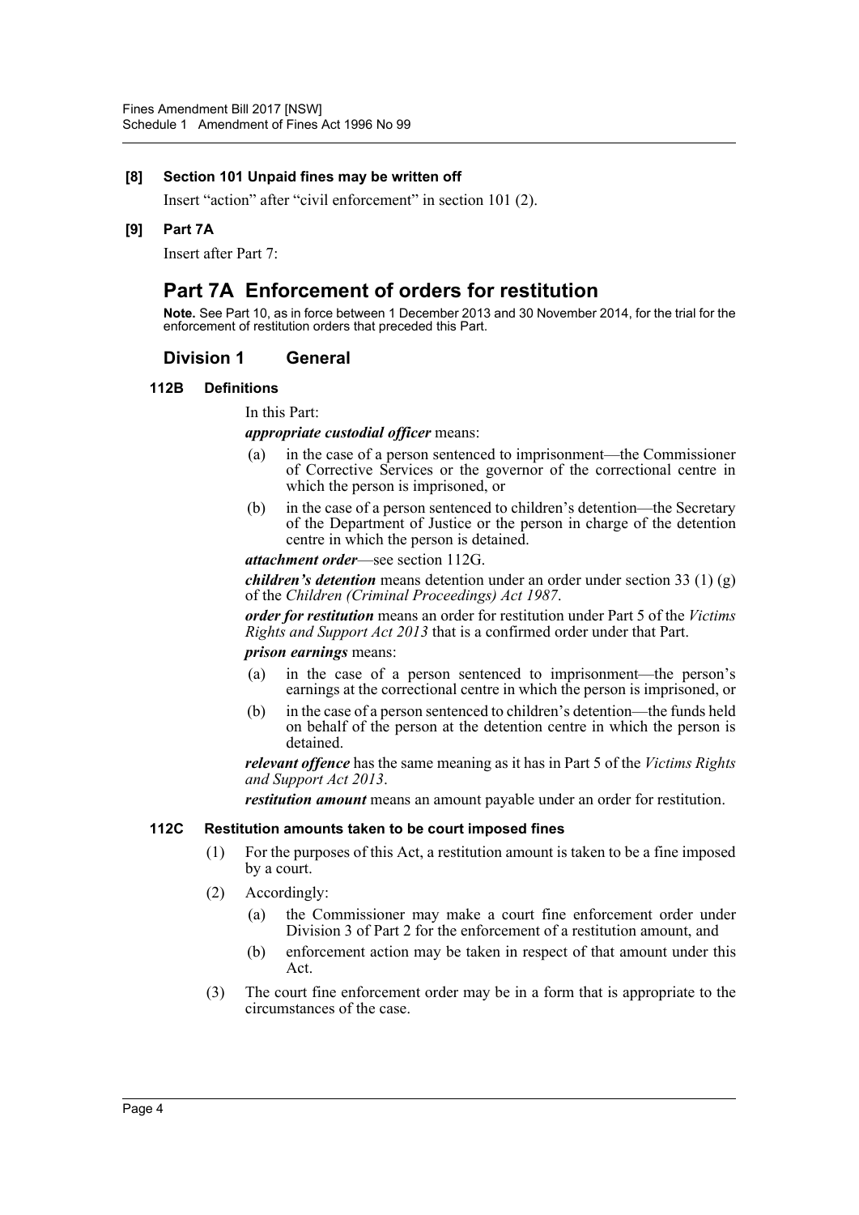### [8] Section 101 Unpaid fines may be written off

Insert "action" after "civil enforcement" in section 101 (2).

### [9] Part 7A

Insert after Part 7:

# Part 7A Enforcement of orders for restitution

**Note.** See Part 10, as in force between 1 December 2013 and 30 November 2014, for the trial for the enforcement of restitution orders that preceded this Part.

## Division 1 General

### 112B Definitions

In this Part:

***appropriate custodial officer*** means:

(a) in the case of a person sentenced to imprisonment—the Commissioner of Corrective Services or the governor of the correctional centre in which the person is imprisoned, or

(b) in the case of a person sentenced to children's detention—the Secretary of the Department of Justice or the person in charge of the detention centre in which the person is detained.

***attachment order***—see section 112G.

***children's detention*** means detention under an order under section 33 (1) (g) of the *Children (Criminal Proceedings) Act 1987*.

***order for restitution*** means an order for restitution under Part 5 of the *Victims Rights and Support Act 2013* that is a confirmed order under that Part.

***prison earnings*** means:

(a) in the case of a person sentenced to imprisonment—the person's earnings at the correctional centre in which the person is imprisoned, or

(b) in the case of a person sentenced to children's detention—the funds held on behalf of the person at the detention centre in which the person is detained.

***relevant offence*** has the same meaning as it has in Part 5 of the *Victims Rights and Support Act 2013*.

***restitution amount*** means an amount payable under an order for restitution.

### 112C Restitution amounts taken to be court imposed fines

(1) For the purposes of this Act, a restitution amount is taken to be a fine imposed by a court.

(2) Accordingly:

(a) the Commissioner may make a court fine enforcement order under Division 3 of Part 2 for the enforcement of a restitution amount, and

(b) enforcement action may be taken in respect of that amount under this Act.

(3) The court fine enforcement order may be in a form that is appropriate to the circumstances of the case.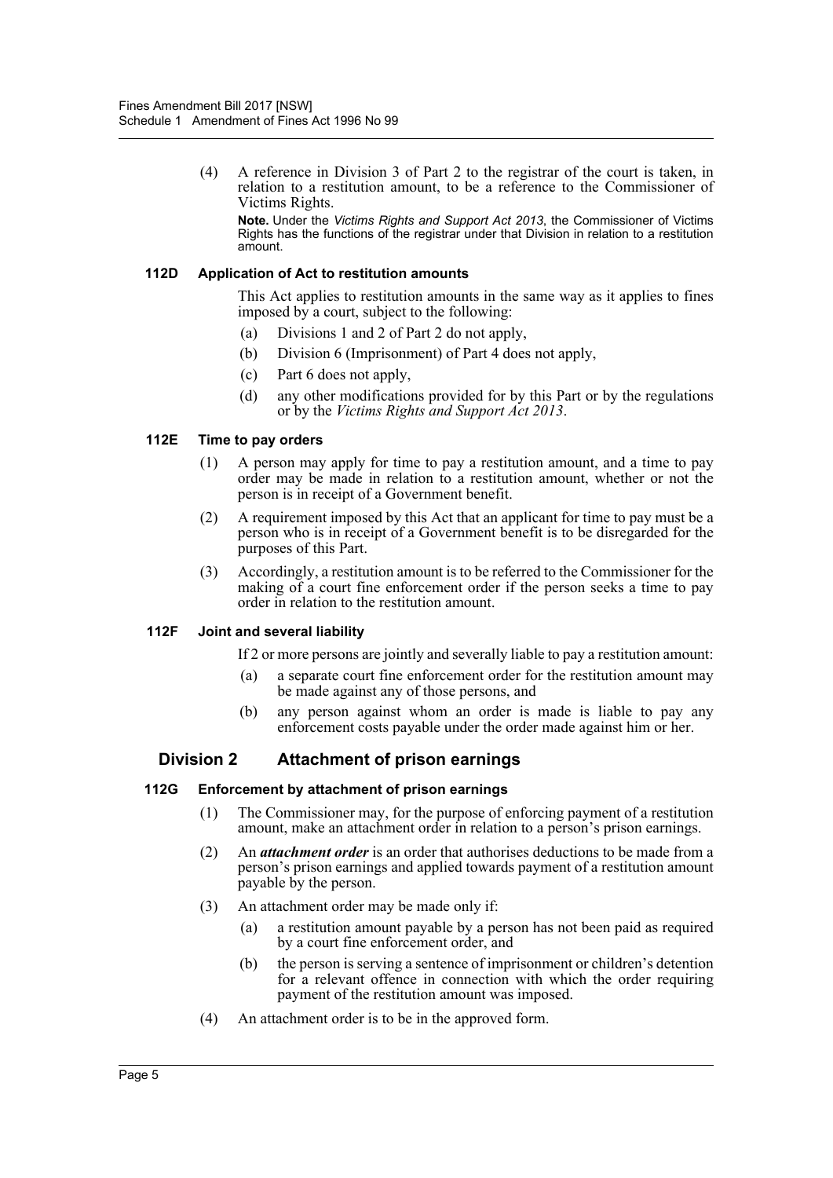(4) A reference in Division 3 of Part 2 to the registrar of the court is taken, in relation to a restitution amount, to be a reference to the Commissioner of Victims Rights.

**Note.** Under the *Victims Rights and Support Act 2013*, the Commissioner of Victims Rights has the functions of the registrar under that Division in relation to a restitution amount.

#### 112D Application of Act to restitution amounts

This Act applies to restitution amounts in the same way as it applies to fines imposed by a court, subject to the following:

(a) Divisions 1 and 2 of Part 2 do not apply,

(b) Division 6 (Imprisonment) of Part 4 does not apply,

(c) Part 6 does not apply,

(d) any other modifications provided for by this Part or by the regulations or by the *Victims Rights and Support Act 2013*.

#### 112E Time to pay orders

(1) A person may apply for time to pay a restitution amount, and a time to pay order may be made in relation to a restitution amount, whether or not the person is in receipt of a Government benefit.

(2) A requirement imposed by this Act that an applicant for time to pay must be a person who is in receipt of a Government benefit is to be disregarded for the purposes of this Part.

(3) Accordingly, a restitution amount is to be referred to the Commissioner for the making of a court fine enforcement order if the person seeks a time to pay order in relation to the restitution amount.

#### 112F Joint and several liability

If 2 or more persons are jointly and severally liable to pay a restitution amount:

(a) a separate court fine enforcement order for the restitution amount may be made against any of those persons, and

(b) any person against whom an order is made is liable to pay any enforcement costs payable under the order made against him or her.

### Division 2 Attachment of prison earnings

#### 112G Enforcement by attachment of prison earnings

(1) The Commissioner may, for the purpose of enforcing payment of a restitution amount, make an attachment order in relation to a person's prison earnings.

(2) An ***attachment order*** is an order that authorises deductions to be made from a person's prison earnings and applied towards payment of a restitution amount payable by the person.

(3) An attachment order may be made only if:

(a) a restitution amount payable by a person has not been paid as required by a court fine enforcement order, and

(b) the person is serving a sentence of imprisonment or children's detention for a relevant offence in connection with which the order requiring payment of the restitution amount was imposed.

(4) An attachment order is to be in the approved form.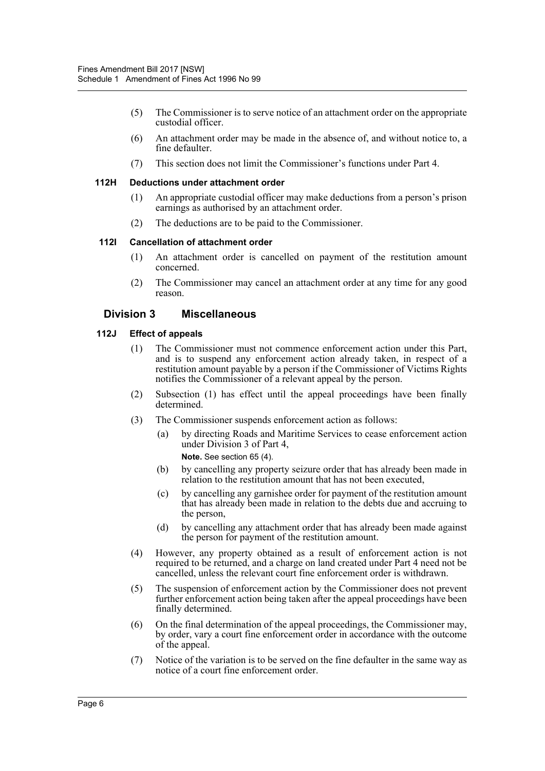(5) The Commissioner is to serve notice of an attachment order on the appropriate custodial officer.

(6) An attachment order may be made in the absence of, and without notice to, a fine defaulter.

(7) This section does not limit the Commissioner's functions under Part 4.

#### 112H Deductions under attachment order

(1) An appropriate custodial officer may make deductions from a person's prison earnings as authorised by an attachment order.

(2) The deductions are to be paid to the Commissioner.

#### 112I Cancellation of attachment order

(1) An attachment order is cancelled on payment of the restitution amount concerned.

(2) The Commissioner may cancel an attachment order at any time for any good reason.

### Division 3 Miscellaneous

#### 112J Effect of appeals

(1) The Commissioner must not commence enforcement action under this Part, and is to suspend any enforcement action already taken, in respect of a restitution amount payable by a person if the Commissioner of Victims Rights notifies the Commissioner of a relevant appeal by the person.

(2) Subsection (1) has effect until the appeal proceedings have been finally determined.

(3) The Commissioner suspends enforcement action as follows:

(a) by directing Roads and Maritime Services to cease enforcement action under Division 3 of Part 4,

**Note.** See section 65 (4).

(b) by cancelling any property seizure order that has already been made in relation to the restitution amount that has not been executed,

(c) by cancelling any garnishee order for payment of the restitution amount that has already been made in relation to the debts due and accruing to the person,

(d) by cancelling any attachment order that has already been made against the person for payment of the restitution amount.

(4) However, any property obtained as a result of enforcement action is not required to be returned, and a charge on land created under Part 4 need not be cancelled, unless the relevant court fine enforcement order is withdrawn.

(5) The suspension of enforcement action by the Commissioner does not prevent further enforcement action being taken after the appeal proceedings have been finally determined.

(6) On the final determination of the appeal proceedings, the Commissioner may, by order, vary a court fine enforcement order in accordance with the outcome of the appeal.

(7) Notice of the variation is to be served on the fine defaulter in the same way as notice of a court fine enforcement order.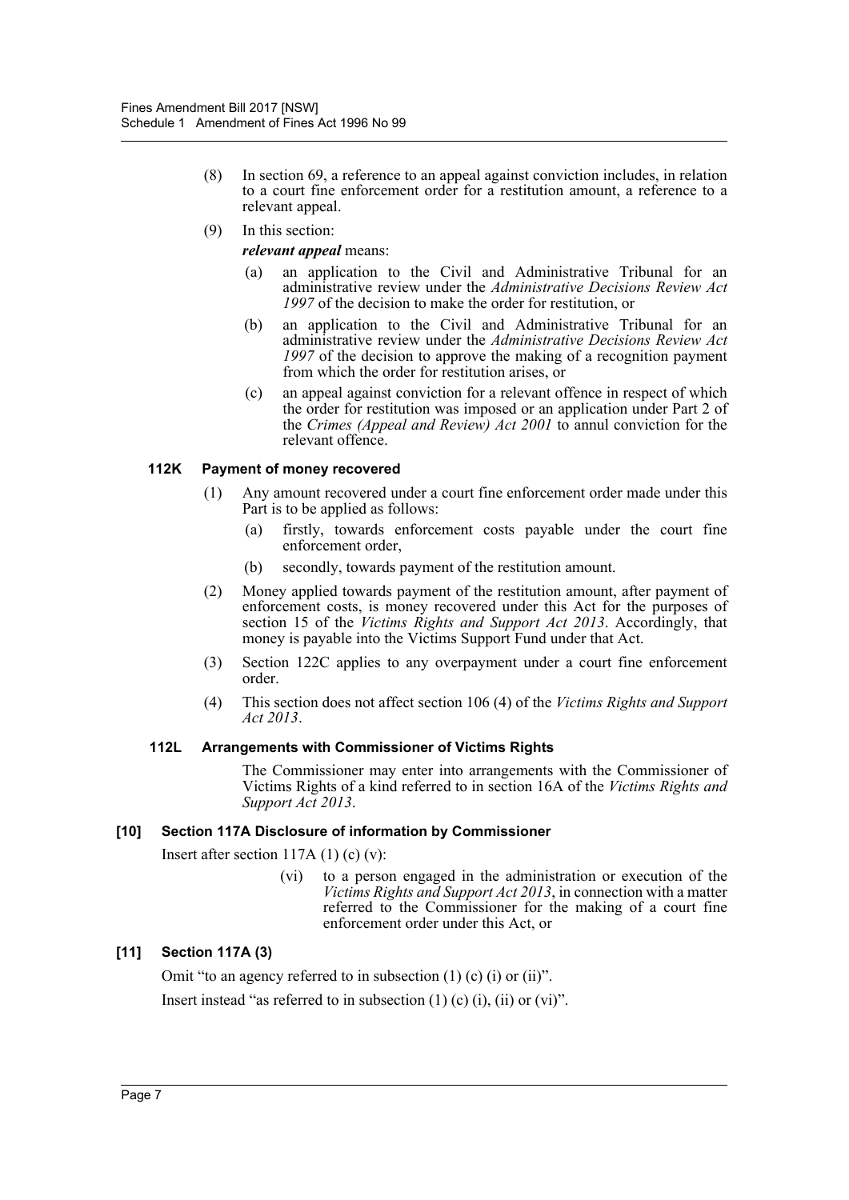(8) In section 69, a reference to an appeal against conviction includes, in relation to a court fine enforcement order for a restitution amount, a reference to a relevant appeal.

(9) In this section:

***relevant appeal*** means:

(a) an application to the Civil and Administrative Tribunal for an administrative review under the *Administrative Decisions Review Act 1997* of the decision to make the order for restitution, or

(b) an application to the Civil and Administrative Tribunal for an administrative review under the *Administrative Decisions Review Act 1997* of the decision to approve the making of a recognition payment from which the order for restitution arises, or

(c) an appeal against conviction for a relevant offence in respect of which the order for restitution was imposed or an application under Part 2 of the *Crimes (Appeal and Review) Act 2001* to annul conviction for the relevant offence.

#### 112K Payment of money recovered

(1) Any amount recovered under a court fine enforcement order made under this Part is to be applied as follows:

(a) firstly, towards enforcement costs payable under the court fine enforcement order,

(b) secondly, towards payment of the restitution amount.

(2) Money applied towards payment of the restitution amount, after payment of enforcement costs, is money recovered under this Act for the purposes of section 15 of the *Victims Rights and Support Act 2013*. Accordingly, that money is payable into the Victims Support Fund under that Act.

(3) Section 122C applies to any overpayment under a court fine enforcement order.

(4) This section does not affect section 106 (4) of the *Victims Rights and Support Act 2013*.

#### 112L Arrangements with Commissioner of Victims Rights

The Commissioner may enter into arrangements with the Commissioner of Victims Rights of a kind referred to in section 16A of the *Victims Rights and Support Act 2013*.

### [10] Section 117A Disclosure of information by Commissioner

Insert after section 117A (1) (c) (v):

(vi) to a person engaged in the administration or execution of the *Victims Rights and Support Act 2013*, in connection with a matter referred to the Commissioner for the making of a court fine enforcement order under this Act, or

### [11] Section 117A (3)

Omit "to an agency referred to in subsection (1) (c) (i) or (ii)".

Insert instead "as referred to in subsection (1) (c) (i), (ii) or (vi)".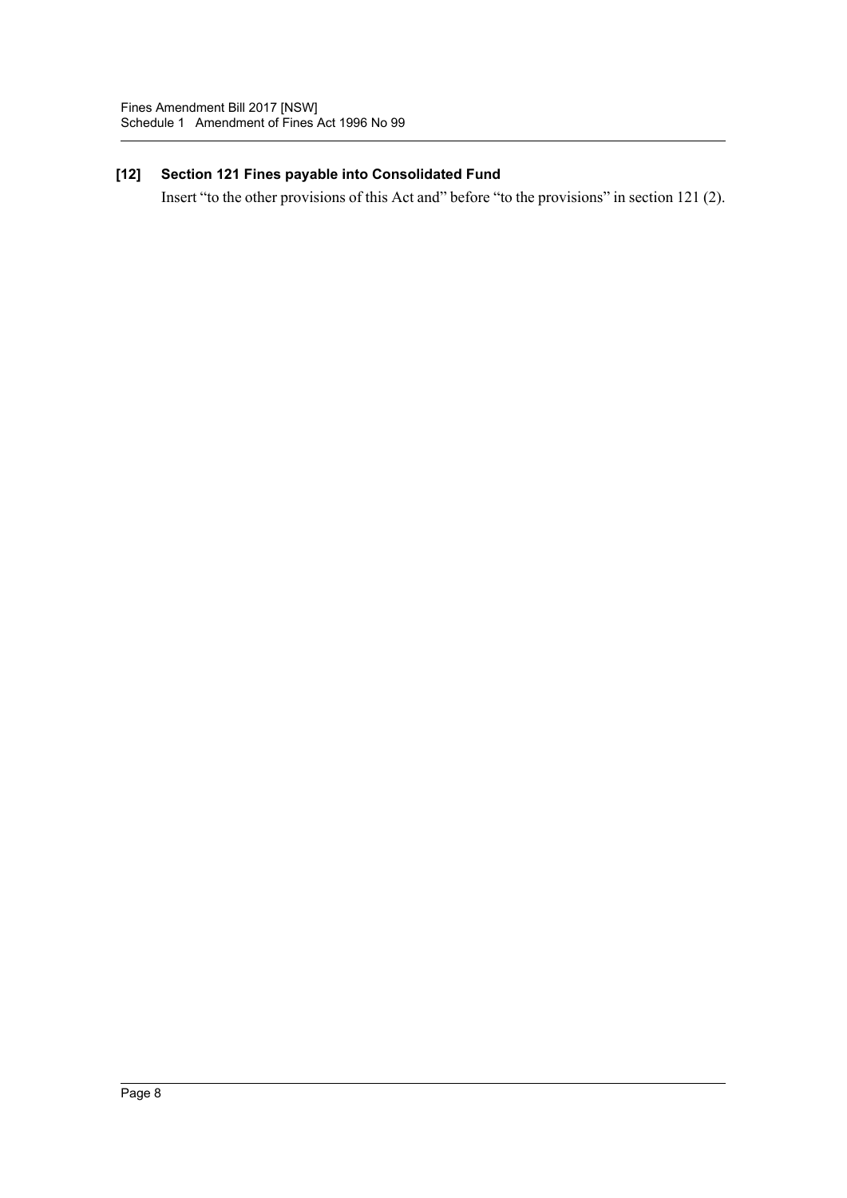### [12] Section 121 Fines payable into Consolidated Fund

Insert "to the other provisions of this Act and" before "to the provisions" in section 121 (2).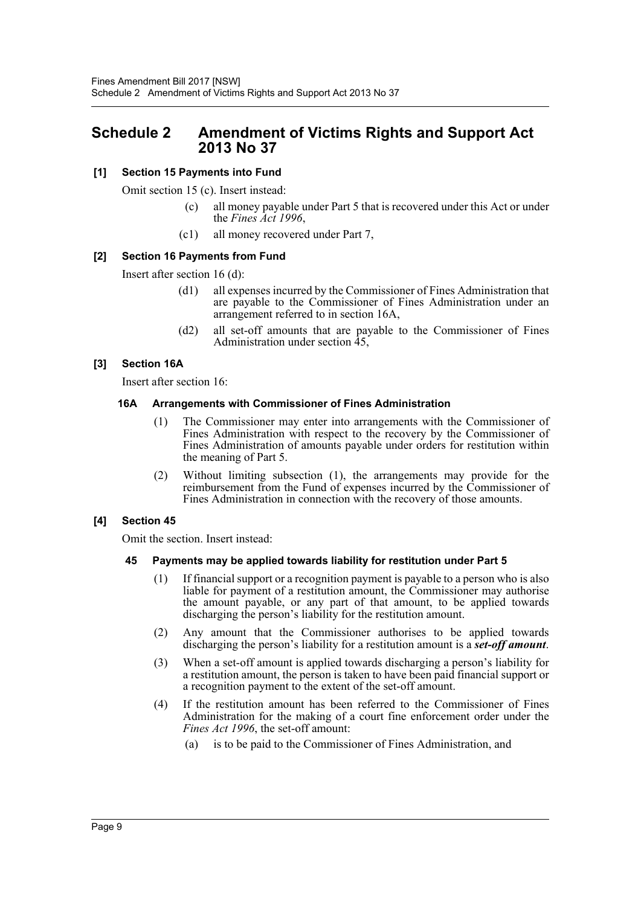# Schedule 2 Amendment of Victims Rights and Support Act 2013 No 37

**[1] Section 15 Payments into Fund**

Omit section 15 (c). Insert instead:

> (c) all money payable under Part 5 that is recovered under this Act or under the *Fines Act 1996*,
>
> (c1) all money recovered under Part 7,

**[2] Section 16 Payments from Fund**

Insert after section 16 (d):

> (d1) all expenses incurred by the Commissioner of Fines Administration that are payable to the Commissioner of Fines Administration under an arrangement referred to in section 16A,
>
> (d2) all set-off amounts that are payable to the Commissioner of Fines Administration under section 45,

**[3] Section 16A**

Insert after section 16:

> **16A Arrangements with Commissioner of Fines Administration**
>
> (1) The Commissioner may enter into arrangements with the Commissioner of Fines Administration with respect to the recovery by the Commissioner of Fines Administration of amounts payable under orders for restitution within the meaning of Part 5.
>
> (2) Without limiting subsection (1), the arrangements may provide for the reimbursement from the Fund of expenses incurred by the Commissioner of Fines Administration in connection with the recovery of those amounts.

**[4] Section 45**

Omit the section. Insert instead:

> **45 Payments may be applied towards liability for restitution under Part 5**
>
> (1) If financial support or a recognition payment is payable to a person who is also liable for payment of a restitution amount, the Commissioner may authorise the amount payable, or any part of that amount, to be applied towards discharging the person's liability for the restitution amount.
>
> (2) Any amount that the Commissioner authorises to be applied towards discharging the person's liability for a restitution amount is a ***set-off amount***.
>
> (3) When a set-off amount is applied towards discharging a person's liability for a restitution amount, the person is taken to have been paid financial support or a recognition payment to the extent of the set-off amount.
>
> (4) If the restitution amount has been referred to the Commissioner of Fines Administration for the making of a court fine enforcement order under the *Fines Act 1996*, the set-off amount:
>
> (a) is to be paid to the Commissioner of Fines Administration, and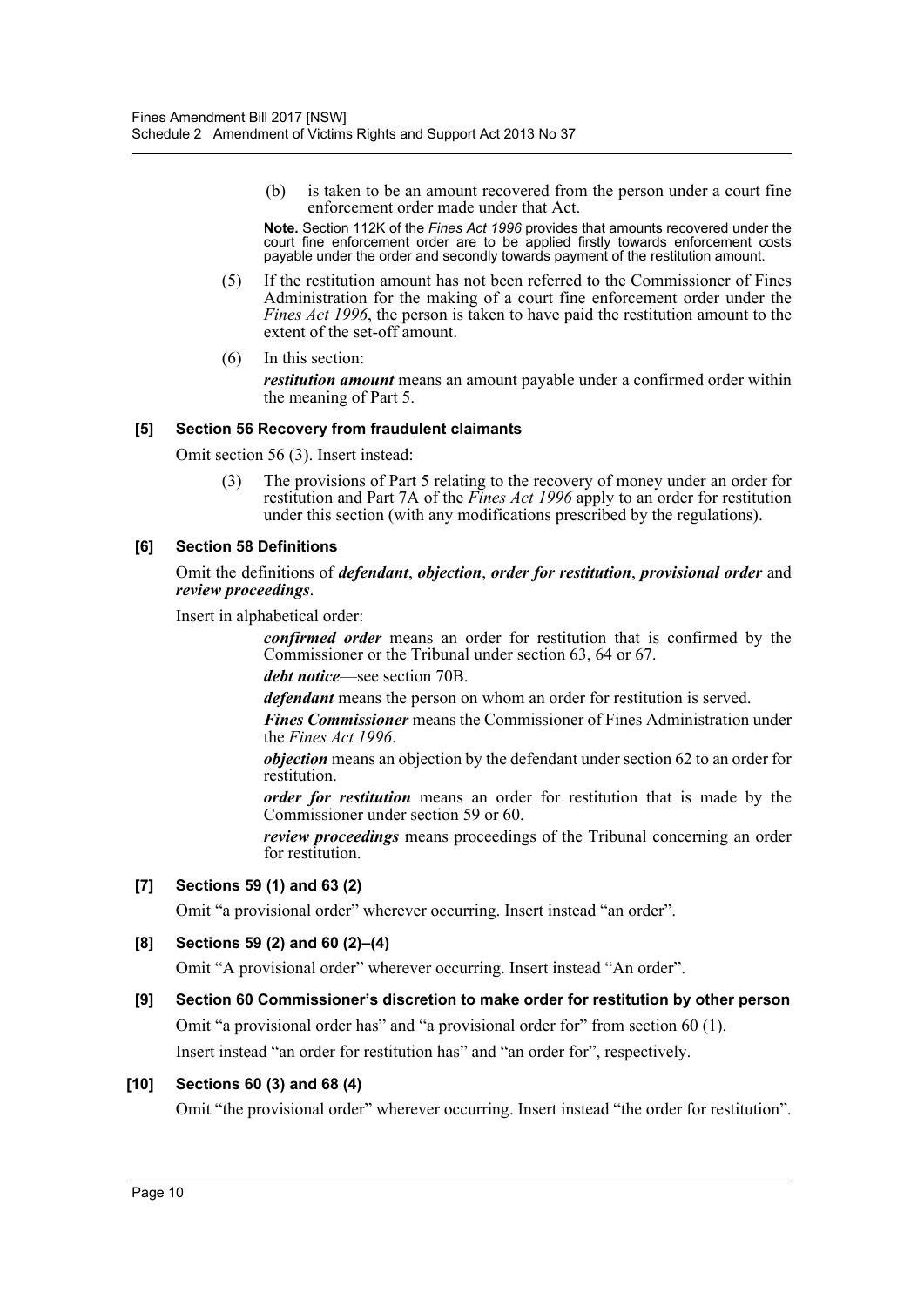(b) is taken to be an amount recovered from the person under a court fine enforcement order made under that Act.

**Note.** Section 112K of the *Fines Act 1996* provides that amounts recovered under the court fine enforcement order are to be applied firstly towards enforcement costs payable under the order and secondly towards payment of the restitution amount.

(5) If the restitution amount has not been referred to the Commissioner of Fines Administration for the making of a court fine enforcement order under the *Fines Act 1996*, the person is taken to have paid the restitution amount to the extent of the set-off amount.

(6) In this section:

***restitution amount*** means an amount payable under a confirmed order within the meaning of Part 5.

### [5] Section 56 Recovery from fraudulent claimants

Omit section 56 (3). Insert instead:

(3) The provisions of Part 5 relating to the recovery of money under an order for restitution and Part 7A of the *Fines Act 1996* apply to an order for restitution under this section (with any modifications prescribed by the regulations).

### [6] Section 58 Definitions

Omit the definitions of ***defendant***, ***objection***, ***order for restitution***, ***provisional order*** and ***review proceedings***.

Insert in alphabetical order:

***confirmed order*** means an order for restitution that is confirmed by the Commissioner or the Tribunal under section 63, 64 or 67.

***debt notice***—see section 70B.

***defendant*** means the person on whom an order for restitution is served.

***Fines Commissioner*** means the Commissioner of Fines Administration under the *Fines Act 1996*.

***objection*** means an objection by the defendant under section 62 to an order for restitution.

***order for restitution*** means an order for restitution that is made by the Commissioner under section 59 or 60.

***review proceedings*** means proceedings of the Tribunal concerning an order for restitution.

### [7] Sections 59 (1) and 63 (2)

Omit "a provisional order" wherever occurring. Insert instead "an order".

### [8] Sections 59 (2) and 60 (2)–(4)

Omit "A provisional order" wherever occurring. Insert instead "An order".

### [9] Section 60 Commissioner's discretion to make order for restitution by other person

Omit "a provisional order has" and "a provisional order for" from section 60 (1).

Insert instead "an order for restitution has" and "an order for", respectively.

### [10] Sections 60 (3) and 68 (4)

Omit "the provisional order" wherever occurring. Insert instead "the order for restitution".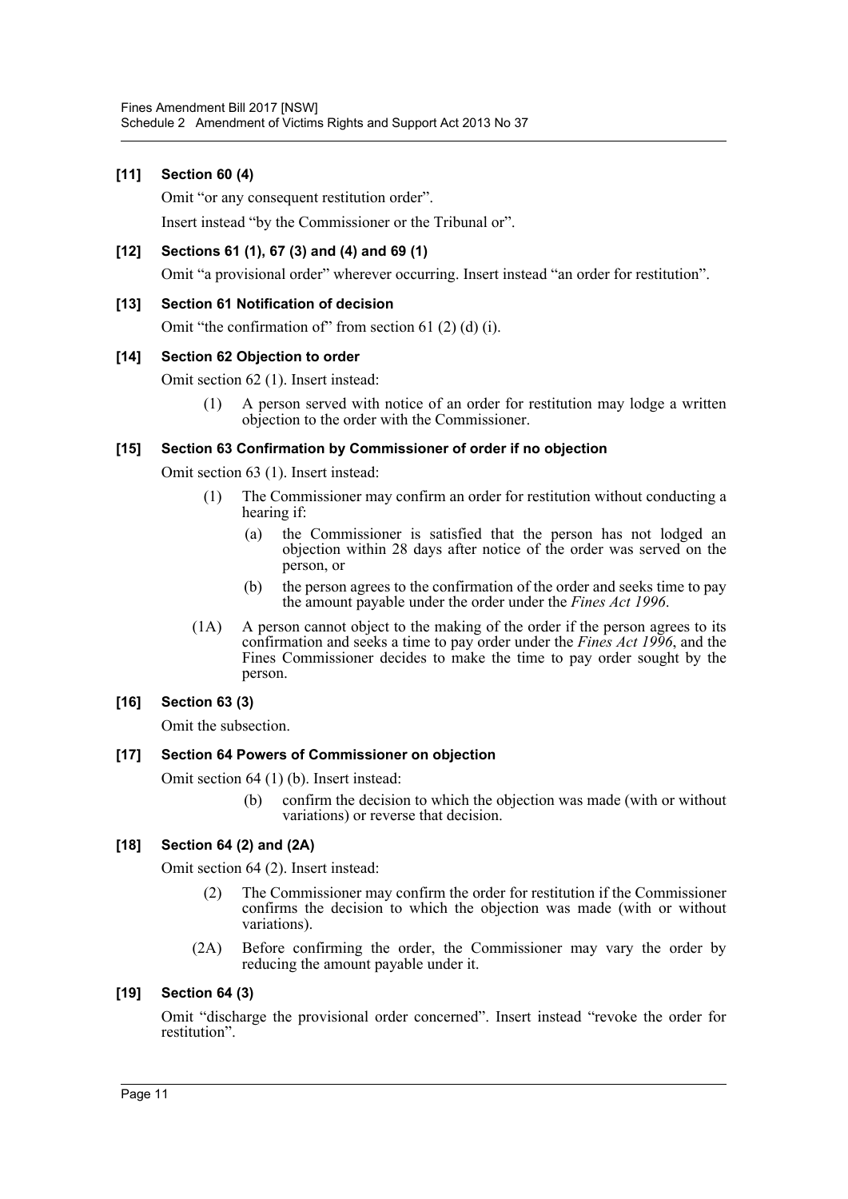**[11] Section 60 (4)**

Omit "or any consequent restitution order".

Insert instead "by the Commissioner or the Tribunal or".

**[12] Sections 61 (1), 67 (3) and (4) and 69 (1)**

Omit "a provisional order" wherever occurring. Insert instead "an order for restitution".

**[13] Section 61 Notification of decision**

Omit "the confirmation of" from section 61 (2) (d) (i).

**[14] Section 62 Objection to order**

Omit section 62 (1). Insert instead:

> (1) A person served with notice of an order for restitution may lodge a written objection to the order with the Commissioner.

**[15] Section 63 Confirmation by Commissioner of order if no objection**

Omit section 63 (1). Insert instead:

> (1) The Commissioner may confirm an order for restitution without conducting a hearing if:
>
> (a) the Commissioner is satisfied that the person has not lodged an objection within 28 days after notice of the order was served on the person, or
>
> (b) the person agrees to the confirmation of the order and seeks time to pay the amount payable under the order under the *Fines Act 1996*.
>
> (1A) A person cannot object to the making of the order if the person agrees to its confirmation and seeks a time to pay order under the *Fines Act 1996*, and the Fines Commissioner decides to make the time to pay order sought by the person.

**[16] Section 63 (3)**

Omit the subsection.

**[17] Section 64 Powers of Commissioner on objection**

Omit section 64 (1) (b). Insert instead:

> (b) confirm the decision to which the objection was made (with or without variations) or reverse that decision.

**[18] Section 64 (2) and (2A)**

Omit section 64 (2). Insert instead:

> (2) The Commissioner may confirm the order for restitution if the Commissioner confirms the decision to which the objection was made (with or without variations).
>
> (2A) Before confirming the order, the Commissioner may vary the order by reducing the amount payable under it.

**[19] Section 64 (3)**

Omit "discharge the provisional order concerned". Insert instead "revoke the order for restitution".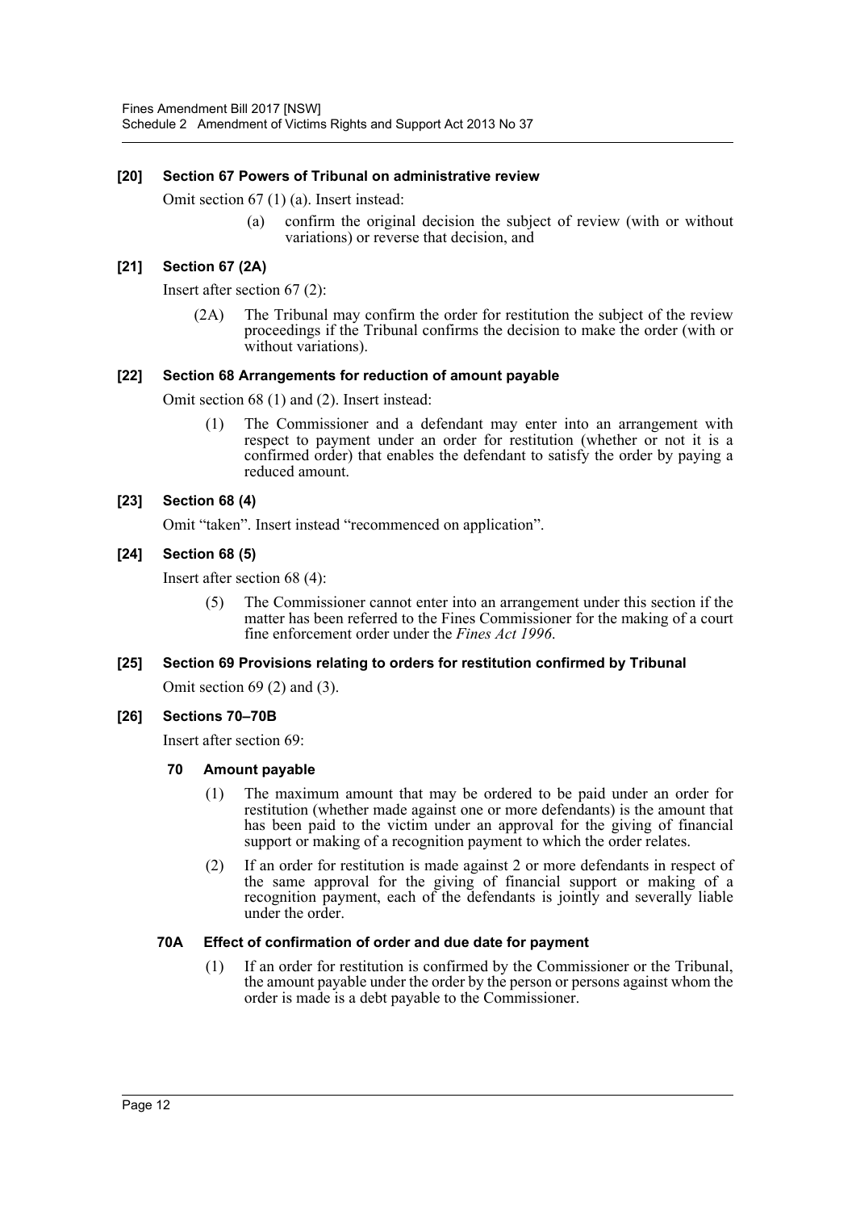**[20] Section 67 Powers of Tribunal on administrative review**

Omit section 67 (1) (a). Insert instead:

> (a) confirm the original decision the subject of review (with or without variations) or reverse that decision, and

**[21] Section 67 (2A)**

Insert after section 67 (2):

> (2A) The Tribunal may confirm the order for restitution the subject of the review proceedings if the Tribunal confirms the decision to make the order (with or without variations).

**[22] Section 68 Arrangements for reduction of amount payable**

Omit section 68 (1) and (2). Insert instead:

> (1) The Commissioner and a defendant may enter into an arrangement with respect to payment under an order for restitution (whether or not it is a confirmed order) that enables the defendant to satisfy the order by paying a reduced amount.

**[23] Section 68 (4)**

Omit "taken". Insert instead "recommenced on application".

**[24] Section 68 (5)**

Insert after section 68 (4):

> (5) The Commissioner cannot enter into an arrangement under this section if the matter has been referred to the Fines Commissioner for the making of a court fine enforcement order under the *Fines Act 1996*.

**[25] Section 69 Provisions relating to orders for restitution confirmed by Tribunal**

Omit section 69 (2) and (3).

**[26] Sections 70–70B**

Insert after section 69:

> **70 Amount payable**
>
> (1) The maximum amount that may be ordered to be paid under an order for restitution (whether made against one or more defendants) is the amount that has been paid to the victim under an approval for the giving of financial support or making of a recognition payment to which the order relates.
>
> (2) If an order for restitution is made against 2 or more defendants in respect of the same approval for the giving of financial support or making of a recognition payment, each of the defendants is jointly and severally liable under the order.
>
> **70A Effect of confirmation of order and due date for payment**
>
> (1) If an order for restitution is confirmed by the Commissioner or the Tribunal, the amount payable under the order by the person or persons against whom the order is made is a debt payable to the Commissioner.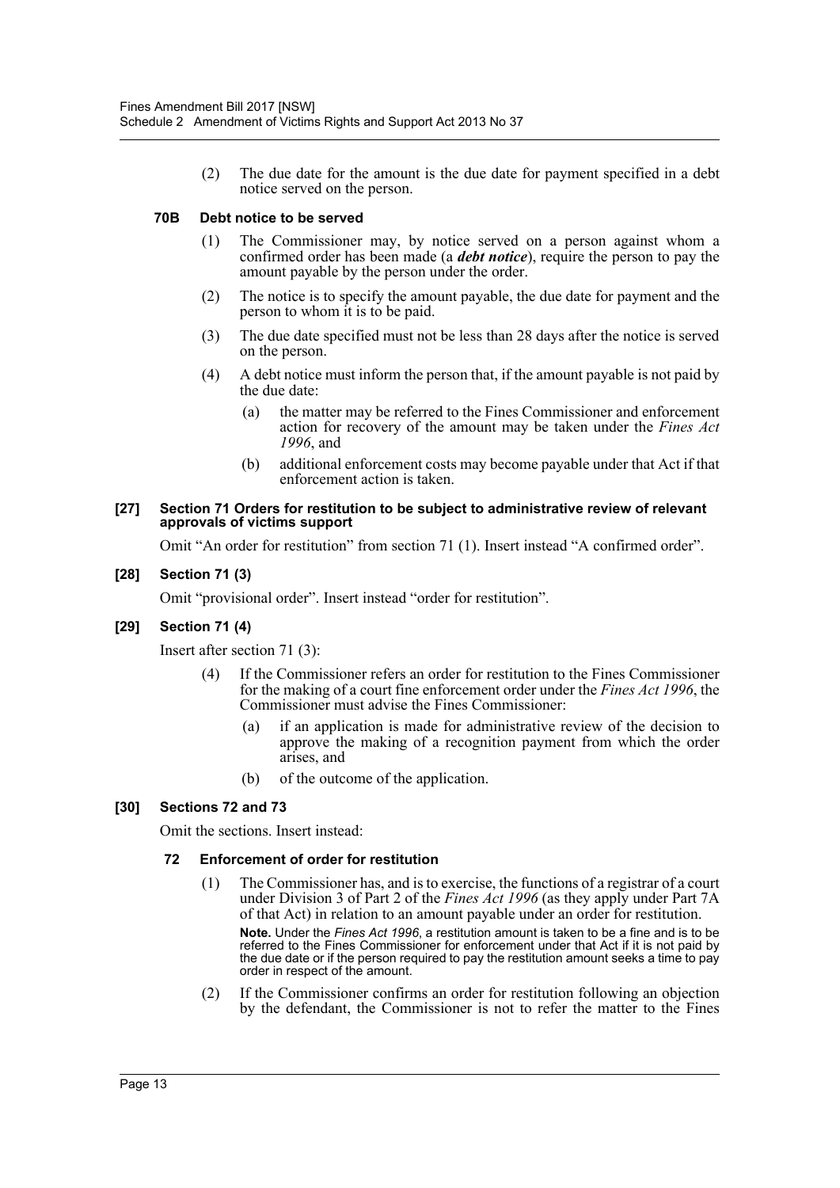(2) The due date for the amount is the due date for payment specified in a debt notice served on the person.

**70B Debt notice to be served**

(1) The Commissioner may, by notice served on a person against whom a confirmed order has been made (a ***debt notice***), require the person to pay the amount payable by the person under the order.

(2) The notice is to specify the amount payable, the due date for payment and the person to whom it is to be paid.

(3) The due date specified must not be less than 28 days after the notice is served on the person.

(4) A debt notice must inform the person that, if the amount payable is not paid by the due date:

(a) the matter may be referred to the Fines Commissioner and enforcement action for recovery of the amount may be taken under the *Fines Act 1996*, and

(b) additional enforcement costs may become payable under that Act if that enforcement action is taken.

**[27] Section 71 Orders for restitution to be subject to administrative review of relevant approvals of victims support**

Omit "An order for restitution" from section 71 (1). Insert instead "A confirmed order".

**[28] Section 71 (3)**

Omit "provisional order". Insert instead "order for restitution".

**[29] Section 71 (4)**

Insert after section 71 (3):

(4) If the Commissioner refers an order for restitution to the Fines Commissioner for the making of a court fine enforcement order under the *Fines Act 1996*, the Commissioner must advise the Fines Commissioner:

(a) if an application is made for administrative review of the decision to approve the making of a recognition payment from which the order arises, and

(b) of the outcome of the application.

**[30] Sections 72 and 73**

Omit the sections. Insert instead:

**72 Enforcement of order for restitution**

(1) The Commissioner has, and is to exercise, the functions of a registrar of a court under Division 3 of Part 2 of the *Fines Act 1996* (as they apply under Part 7A of that Act) in relation to an amount payable under an order for restitution.

**Note.** Under the *Fines Act 1996*, a restitution amount is taken to be a fine and is to be referred to the Fines Commissioner for enforcement under that Act if it is not paid by the due date or if the person required to pay the restitution amount seeks a time to pay order in respect of the amount.

(2) If the Commissioner confirms an order for restitution following an objection by the defendant, the Commissioner is not to refer the matter to the Fines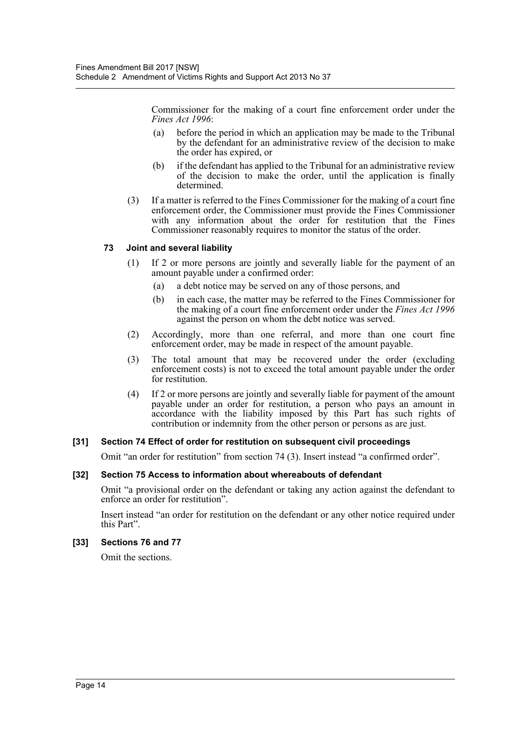Commissioner for the making of a court fine enforcement order under the *Fines Act 1996*:

(a) before the period in which an application may be made to the Tribunal by the defendant for an administrative review of the decision to make the order has expired, or

(b) if the defendant has applied to the Tribunal for an administrative review of the decision to make the order, until the application is finally determined.

(3) If a matter is referred to the Fines Commissioner for the making of a court fine enforcement order, the Commissioner must provide the Fines Commissioner with any information about the order for restitution that the Fines Commissioner reasonably requires to monitor the status of the order.

**73 Joint and several liability**

(1) If 2 or more persons are jointly and severally liable for the payment of an amount payable under a confirmed order:

(a) a debt notice may be served on any of those persons, and

(b) in each case, the matter may be referred to the Fines Commissioner for the making of a court fine enforcement order under the *Fines Act 1996* against the person on whom the debt notice was served.

(2) Accordingly, more than one referral, and more than one court fine enforcement order, may be made in respect of the amount payable.

(3) The total amount that may be recovered under the order (excluding enforcement costs) is not to exceed the total amount payable under the order for restitution.

(4) If 2 or more persons are jointly and severally liable for payment of the amount payable under an order for restitution, a person who pays an amount in accordance with the liability imposed by this Part has such rights of contribution or indemnity from the other person or persons as are just.

**[31] Section 74 Effect of order for restitution on subsequent civil proceedings**

Omit "an order for restitution" from section 74 (3). Insert instead "a confirmed order".

**[32] Section 75 Access to information about whereabouts of defendant**

Omit "a provisional order on the defendant or taking any action against the defendant to enforce an order for restitution".

Insert instead "an order for restitution on the defendant or any other notice required under this Part".

**[33] Sections 76 and 77**

Omit the sections.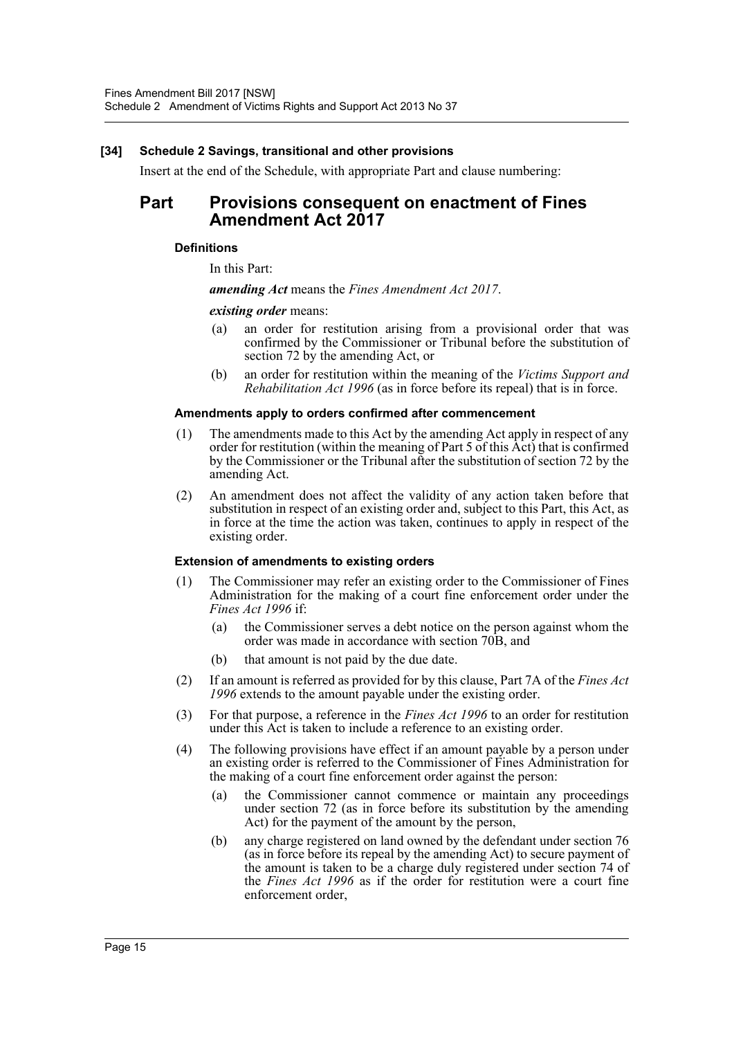**[34] Schedule 2 Savings, transitional and other provisions**

Insert at the end of the Schedule, with appropriate Part and clause numbering:

## Part Provisions consequent on enactment of Fines Amendment Act 2017

### Definitions

In this Part:

***amending Act*** means the *Fines Amendment Act 2017*.

***existing order*** means:

(a) an order for restitution arising from a provisional order that was confirmed by the Commissioner or Tribunal before the substitution of section 72 by the amending Act, or

(b) an order for restitution within the meaning of the *Victims Support and Rehabilitation Act 1996* (as in force before its repeal) that is in force.

### Amendments apply to orders confirmed after commencement

(1) The amendments made to this Act by the amending Act apply in respect of any order for restitution (within the meaning of Part 5 of this Act) that is confirmed by the Commissioner or the Tribunal after the substitution of section 72 by the amending Act.

(2) An amendment does not affect the validity of any action taken before that substitution in respect of an existing order and, subject to this Part, this Act, as in force at the time the action was taken, continues to apply in respect of the existing order.

### Extension of amendments to existing orders

(1) The Commissioner may refer an existing order to the Commissioner of Fines Administration for the making of a court fine enforcement order under the *Fines Act 1996* if:

(a) the Commissioner serves a debt notice on the person against whom the order was made in accordance with section 70B, and

(b) that amount is not paid by the due date.

(2) If an amount is referred as provided for by this clause, Part 7A of the *Fines Act 1996* extends to the amount payable under the existing order.

(3) For that purpose, a reference in the *Fines Act 1996* to an order for restitution under this Act is taken to include a reference to an existing order.

(4) The following provisions have effect if an amount payable by a person under an existing order is referred to the Commissioner of Fines Administration for the making of a court fine enforcement order against the person:

(a) the Commissioner cannot commence or maintain any proceedings under section 72 (as in force before its substitution by the amending Act) for the payment of the amount by the person,

(b) any charge registered on land owned by the defendant under section 76 (as in force before its repeal by the amending Act) to secure payment of the amount is taken to be a charge duly registered under section 74 of the *Fines Act 1996* as if the order for restitution were a court fine enforcement order,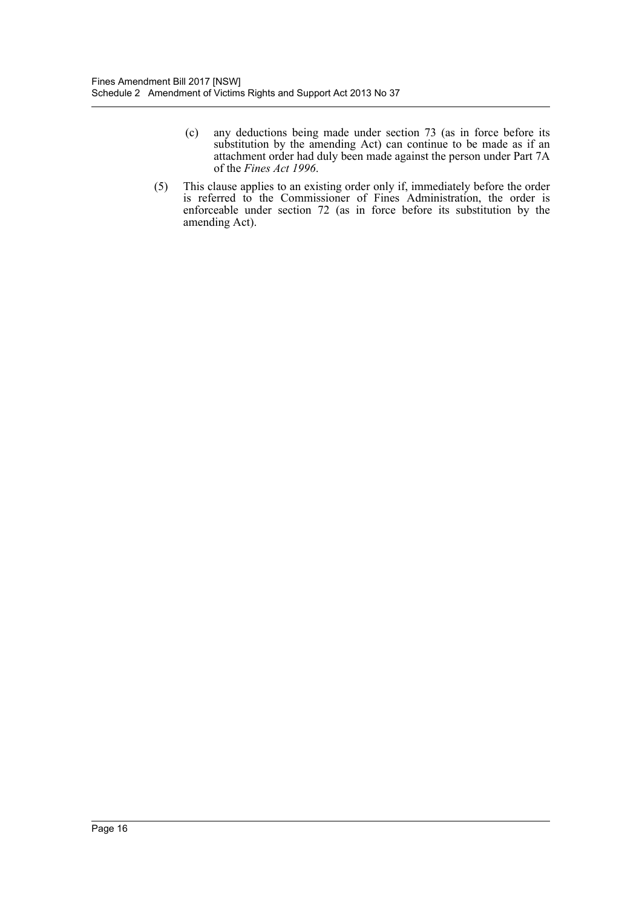(c) any deductions being made under section 73 (as in force before its substitution by the amending Act) can continue to be made as if an attachment order had duly been made against the person under Part 7A of the *Fines Act 1996*.

(5) This clause applies to an existing order only if, immediately before the order is referred to the Commissioner of Fines Administration, the order is enforceable under section 72 (as in force before its substitution by the amending Act).